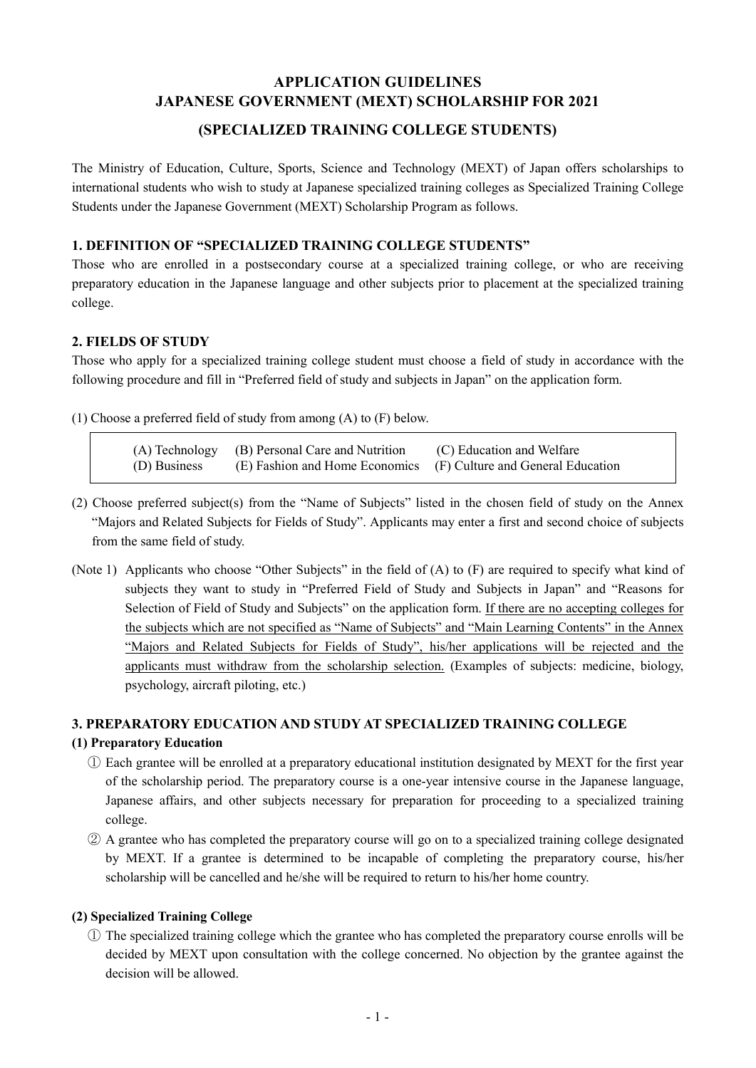# APPLICATION GUIDELINES
# JAPANESE GOVERNMENT (MEXT) SCHOLARSHIP FOR 2021
## (SPECIALIZED TRAINING COLLEGE STUDENTS)

The Ministry of Education, Culture, Sports, Science and Technology (MEXT) of Japan offers scholarships to international students who wish to study at Japanese specialized training colleges as Specialized Training College Students under the Japanese Government (MEXT) Scholarship Program as follows.

### 1. DEFINITION OF "SPECIALIZED TRAINING COLLEGE STUDENTS"

Those who are enrolled in a postsecondary course at a specialized training college, or who are receiving preparatory education in the Japanese language and other subjects prior to placement at the specialized training college.

### 2. FIELDS OF STUDY

Those who apply for a specialized training college student must choose a field of study in accordance with the following procedure and fill in "Preferred field of study and subjects in Japan" on the application form.

(1) Choose a preferred field of study from among (A) to (F) below.

| | | |
|---|---|---|
| (A) Technology | (B) Personal Care and Nutrition | (C) Education and Welfare |
| (D) Business | (E) Fashion and Home Economics | (F) Culture and General Education |

(2) Choose preferred subject(s) from the "Name of Subjects" listed in the chosen field of study on the Annex "Majors and Related Subjects for Fields of Study". Applicants may enter a first and second choice of subjects from the same field of study.

(Note 1) Applicants who choose "Other Subjects" in the field of (A) to (F) are required to specify what kind of subjects they want to study in "Preferred Field of Study and Subjects in Japan" and "Reasons for Selection of Field of Study and Subjects" on the application form. <u>If there are no accepting colleges for the subjects which are not specified as "Name of Subjects" and "Main Learning Contents" in the Annex "Majors and Related Subjects for Fields of Study", his/her applications will be rejected and the applicants must withdraw from the scholarship selection.</u> (Examples of subjects: medicine, biology, psychology, aircraft piloting, etc.)

### 3. PREPARATORY EDUCATION AND STUDY AT SPECIALIZED TRAINING COLLEGE

#### (1) Preparatory Education

① Each grantee will be enrolled at a preparatory educational institution designated by MEXT for the first year of the scholarship period. The preparatory course is a one-year intensive course in the Japanese language, Japanese affairs, and other subjects necessary for preparation for proceeding to a specialized training college.

② A grantee who has completed the preparatory course will go on to a specialized training college designated by MEXT. If a grantee is determined to be incapable of completing the preparatory course, his/her scholarship will be cancelled and he/she will be required to return to his/her home country.

#### (2) Specialized Training College

① The specialized training college which the grantee who has completed the preparatory course enrolls will be decided by MEXT upon consultation with the college concerned. No objection by the grantee against the decision will be allowed.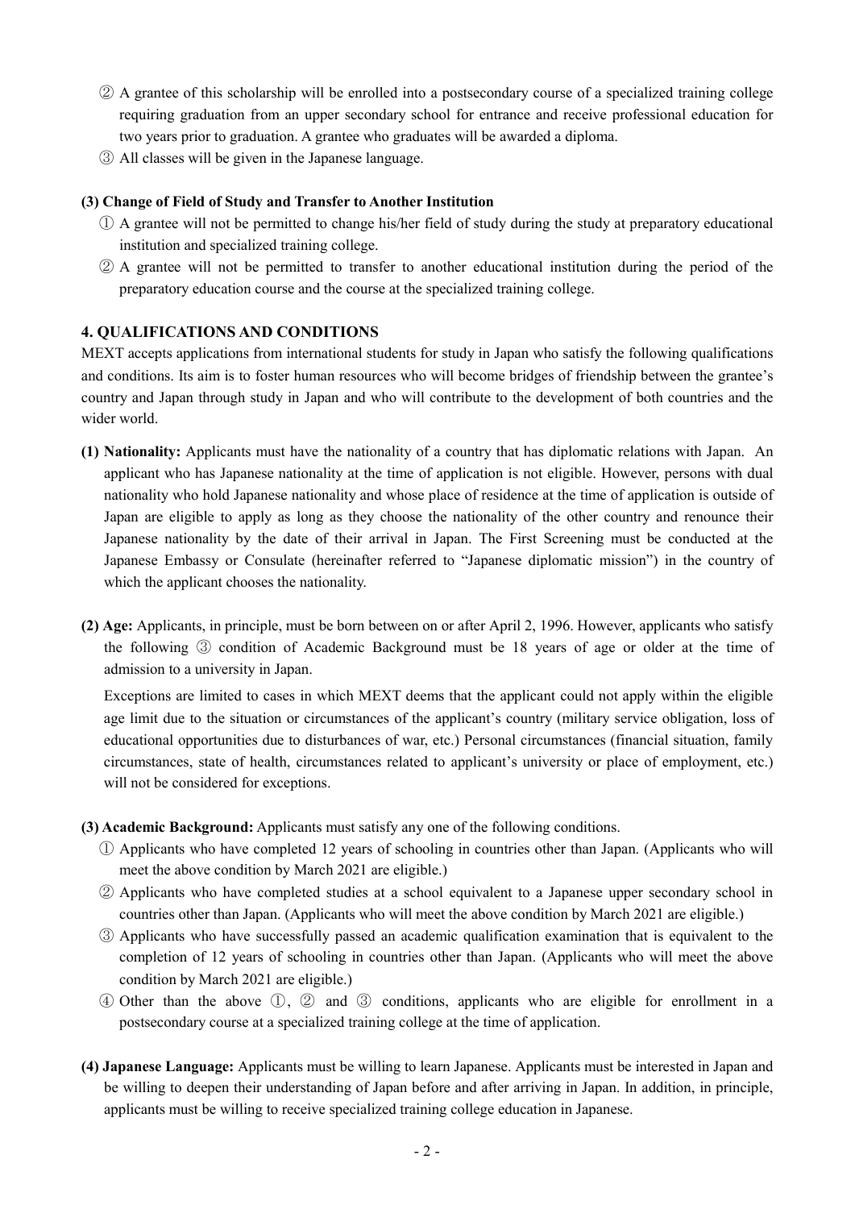② A grantee of this scholarship will be enrolled into a postsecondary course of a specialized training college requiring graduation from an upper secondary school for entrance and receive professional education for two years prior to graduation. A grantee who graduates will be awarded a diploma.

③ All classes will be given in the Japanese language.

**(3) Change of Field of Study and Transfer to Another Institution**

① A grantee will not be permitted to change his/her field of study during the study at preparatory educational institution and specialized training college.

② A grantee will not be permitted to transfer to another educational institution during the period of the preparatory education course and the course at the specialized training college.

## 4. QUALIFICATIONS AND CONDITIONS

MEXT accepts applications from international students for study in Japan who satisfy the following qualifications and conditions. Its aim is to foster human resources who will become bridges of friendship between the grantee's country and Japan through study in Japan and who will contribute to the development of both countries and the wider world.

**(1) Nationality:** Applicants must have the nationality of a country that has diplomatic relations with Japan. An applicant who has Japanese nationality at the time of application is not eligible. However, persons with dual nationality who hold Japanese nationality and whose place of residence at the time of application is outside of Japan are eligible to apply as long as they choose the nationality of the other country and renounce their Japanese nationality by the date of their arrival in Japan. The First Screening must be conducted at the Japanese Embassy or Consulate (hereinafter referred to "Japanese diplomatic mission") in the country of which the applicant chooses the nationality.

**(2) Age:** Applicants, in principle, must be born between on or after April 2, 1996. However, applicants who satisfy the following ③ condition of Academic Background must be 18 years of age or older at the time of admission to a university in Japan.

Exceptions are limited to cases in which MEXT deems that the applicant could not apply within the eligible age limit due to the situation or circumstances of the applicant's country (military service obligation, loss of educational opportunities due to disturbances of war, etc.) Personal circumstances (financial situation, family circumstances, state of health, circumstances related to applicant's university or place of employment, etc.) will not be considered for exceptions.

**(3) Academic Background:** Applicants must satisfy any one of the following conditions.

① Applicants who have completed 12 years of schooling in countries other than Japan. (Applicants who will meet the above condition by March 2021 are eligible.)

② Applicants who have completed studies at a school equivalent to a Japanese upper secondary school in countries other than Japan. (Applicants who will meet the above condition by March 2021 are eligible.)

③ Applicants who have successfully passed an academic qualification examination that is equivalent to the completion of 12 years of schooling in countries other than Japan. (Applicants who will meet the above condition by March 2021 are eligible.)

④ Other than the above ①, ② and ③ conditions, applicants who are eligible for enrollment in a postsecondary course at a specialized training college at the time of application.

**(4) Japanese Language:** Applicants must be willing to learn Japanese. Applicants must be interested in Japan and be willing to deepen their understanding of Japan before and after arriving in Japan. In addition, in principle, applicants must be willing to receive specialized training college education in Japanese.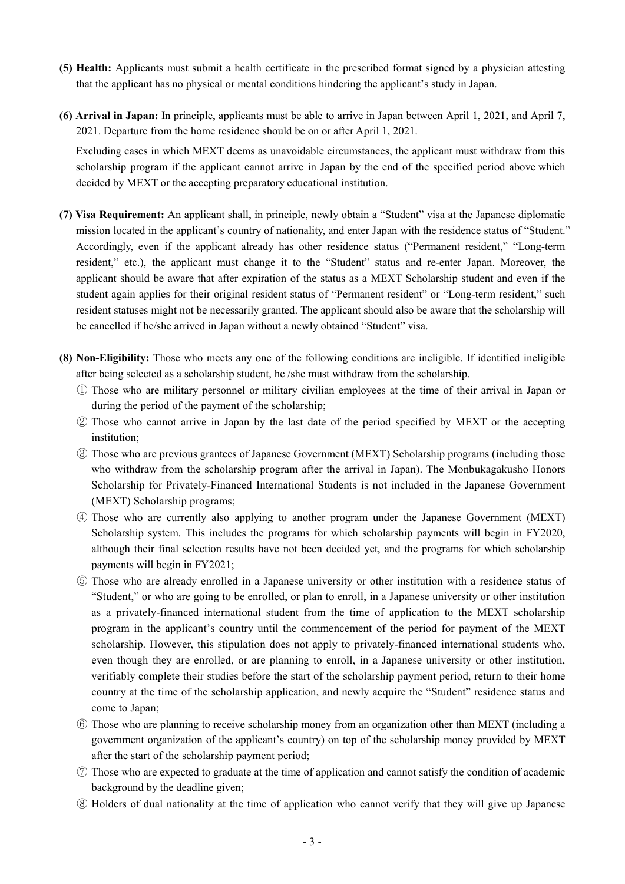**(5) Health:** Applicants must submit a health certificate in the prescribed format signed by a physician attesting that the applicant has no physical or mental conditions hindering the applicant's study in Japan.

**(6) Arrival in Japan:** In principle, applicants must be able to arrive in Japan between April 1, 2021, and April 7, 2021. Departure from the home residence should be on or after April 1, 2021.

Excluding cases in which MEXT deems as unavoidable circumstances, the applicant must withdraw from this scholarship program if the applicant cannot arrive in Japan by the end of the specified period above which decided by MEXT or the accepting preparatory educational institution.

**(7) Visa Requirement:** An applicant shall, in principle, newly obtain a "Student" visa at the Japanese diplomatic mission located in the applicant's country of nationality, and enter Japan with the residence status of "Student." Accordingly, even if the applicant already has other residence status ("Permanent resident," "Long-term resident," etc.), the applicant must change it to the "Student" status and re-enter Japan. Moreover, the applicant should be aware that after expiration of the status as a MEXT Scholarship student and even if the student again applies for their original resident status of "Permanent resident" or "Long-term resident," such resident statuses might not be necessarily granted. The applicant should also be aware that the scholarship will be cancelled if he/she arrived in Japan without a newly obtained "Student" visa.

**(8) Non-Eligibility:** Those who meets any one of the following conditions are ineligible. If identified ineligible after being selected as a scholarship student, he /she must withdraw from the scholarship.

① Those who are military personnel or military civilian employees at the time of their arrival in Japan or during the period of the payment of the scholarship;

② Those who cannot arrive in Japan by the last date of the period specified by MEXT or the accepting institution;

③ Those who are previous grantees of Japanese Government (MEXT) Scholarship programs (including those who withdraw from the scholarship program after the arrival in Japan). The Monbukagakusho Honors Scholarship for Privately-Financed International Students is not included in the Japanese Government (MEXT) Scholarship programs;

④ Those who are currently also applying to another program under the Japanese Government (MEXT) Scholarship system. This includes the programs for which scholarship payments will begin in FY2020, although their final selection results have not been decided yet, and the programs for which scholarship payments will begin in FY2021;

⑤ Those who are already enrolled in a Japanese university or other institution with a residence status of "Student," or who are going to be enrolled, or plan to enroll, in a Japanese university or other institution as a privately-financed international student from the time of application to the MEXT scholarship program in the applicant's country until the commencement of the period for payment of the MEXT scholarship. However, this stipulation does not apply to privately-financed international students who, even though they are enrolled, or are planning to enroll, in a Japanese university or other institution, verifiably complete their studies before the start of the scholarship payment period, return to their home country at the time of the scholarship application, and newly acquire the "Student" residence status and come to Japan;

⑥ Those who are planning to receive scholarship money from an organization other than MEXT (including a government organization of the applicant's country) on top of the scholarship money provided by MEXT after the start of the scholarship payment period;

⑦ Those who are expected to graduate at the time of application and cannot satisfy the condition of academic background by the deadline given;

⑧ Holders of dual nationality at the time of application who cannot verify that they will give up Japanese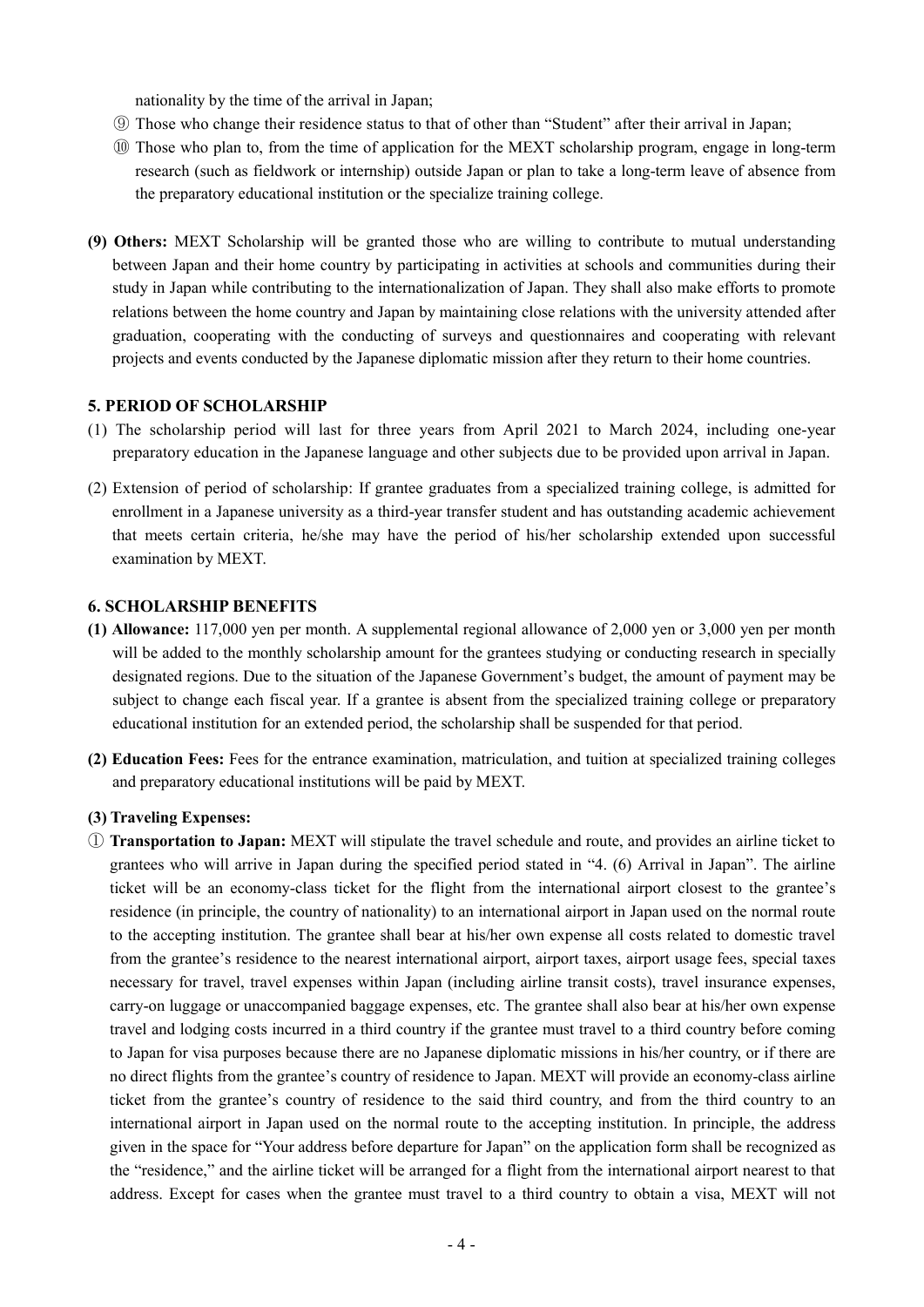nationality by the time of the arrival in Japan;

⑨ Those who change their residence status to that of other than “Student” after their arrival in Japan;

⑩ Those who plan to, from the time of application for the MEXT scholarship program, engage in long-term research (such as fieldwork or internship) outside Japan or plan to take a long-term leave of absence from the preparatory educational institution or the specialize training college.

**(9) Others:** MEXT Scholarship will be granted those who are willing to contribute to mutual understanding between Japan and their home country by participating in activities at schools and communities during their study in Japan while contributing to the internationalization of Japan. They shall also make efforts to promote relations between the home country and Japan by maintaining close relations with the university attended after graduation, cooperating with the conducting of surveys and questionnaires and cooperating with relevant projects and events conducted by the Japanese diplomatic mission after they return to their home countries.

## 5. PERIOD OF SCHOLARSHIP

(1) The scholarship period will last for three years from April 2021 to March 2024, including one-year preparatory education in the Japanese language and other subjects due to be provided upon arrival in Japan.

(2) Extension of period of scholarship: If grantee graduates from a specialized training college, is admitted for enrollment in a Japanese university as a third-year transfer student and has outstanding academic achievement that meets certain criteria, he/she may have the period of his/her scholarship extended upon successful examination by MEXT.

## 6. SCHOLARSHIP BENEFITS

**(1) Allowance:** 117,000 yen per month. A supplemental regional allowance of 2,000 yen or 3,000 yen per month will be added to the monthly scholarship amount for the grantees studying or conducting research in specially designated regions. Due to the situation of the Japanese Government’s budget, the amount of payment may be subject to change each fiscal year. If a grantee is absent from the specialized training college or preparatory educational institution for an extended period, the scholarship shall be suspended for that period.

**(2) Education Fees:** Fees for the entrance examination, matriculation, and tuition at specialized training colleges and preparatory educational institutions will be paid by MEXT.

**(3) Traveling Expenses:**

① **Transportation to Japan:** MEXT will stipulate the travel schedule and route, and provides an airline ticket to grantees who will arrive in Japan during the specified period stated in “4. (6) Arrival in Japan”. The airline ticket will be an economy-class ticket for the flight from the international airport closest to the grantee’s residence (in principle, the country of nationality) to an international airport in Japan used on the normal route to the accepting institution. The grantee shall bear at his/her own expense all costs related to domestic travel from the grantee’s residence to the nearest international airport, airport taxes, airport usage fees, special taxes necessary for travel, travel expenses within Japan (including airline transit costs), travel insurance expenses, carry-on luggage or unaccompanied baggage expenses, etc. The grantee shall also bear at his/her own expense travel and lodging costs incurred in a third country if the grantee must travel to a third country before coming to Japan for visa purposes because there are no Japanese diplomatic missions in his/her country, or if there are no direct flights from the grantee’s country of residence to Japan. MEXT will provide an economy-class airline ticket from the grantee’s country of residence to the said third country, and from the third country to an international airport in Japan used on the normal route to the accepting institution. In principle, the address given in the space for “Your address before departure for Japan” on the application form shall be recognized as the “residence,” and the airline ticket will be arranged for a flight from the international airport nearest to that address. Except for cases when the grantee must travel to a third country to obtain a visa, MEXT will not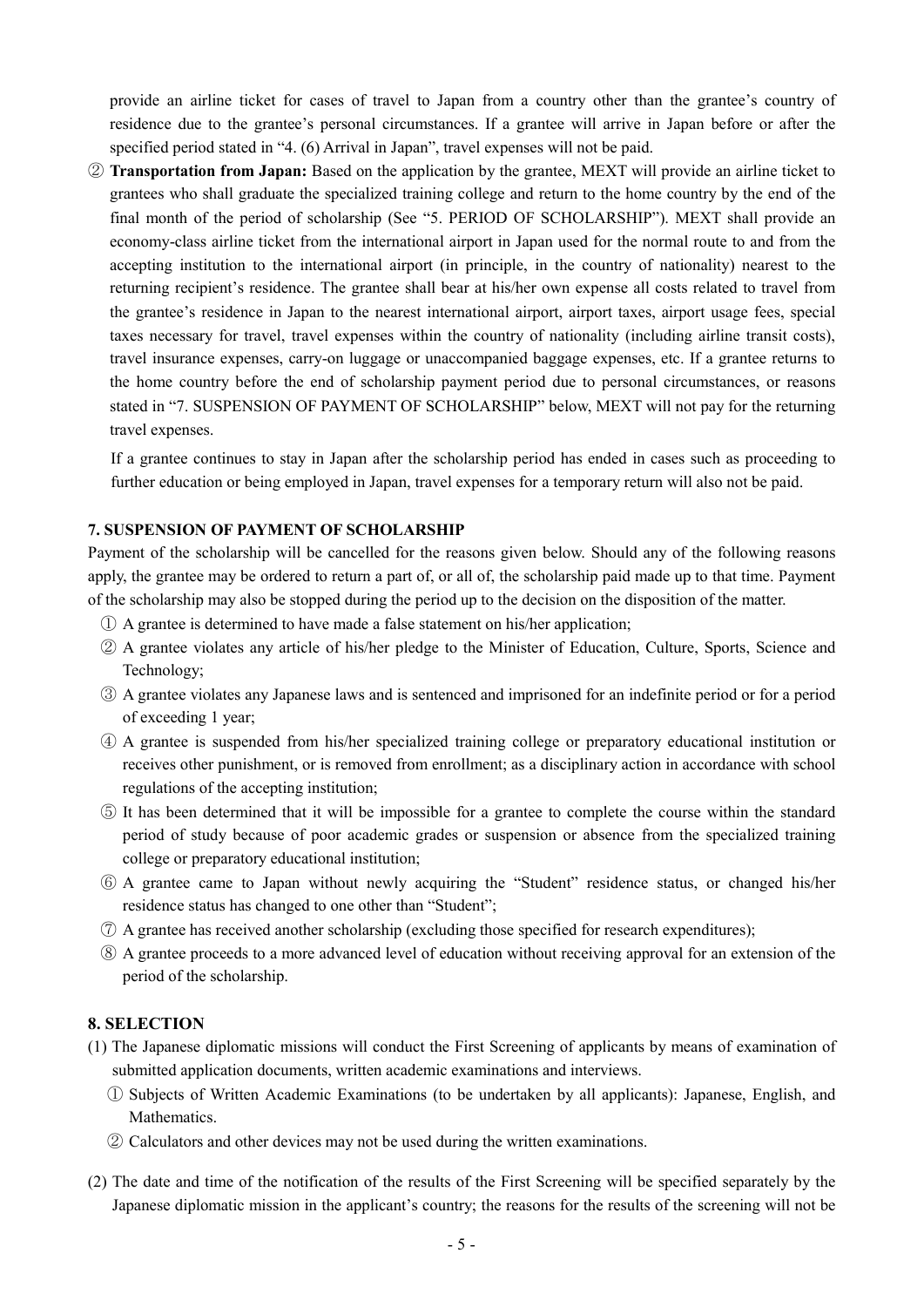provide an airline ticket for cases of travel to Japan from a country other than the grantee's country of residence due to the grantee's personal circumstances. If a grantee will arrive in Japan before or after the specified period stated in "4. (6) Arrival in Japan", travel expenses will not be paid.

② **Transportation from Japan:** Based on the application by the grantee, MEXT will provide an airline ticket to grantees who shall graduate the specialized training college and return to the home country by the end of the final month of the period of scholarship (See "5. PERIOD OF SCHOLARSHIP"). MEXT shall provide an economy-class airline ticket from the international airport in Japan used for the normal route to and from the accepting institution to the international airport (in principle, in the country of nationality) nearest to the returning recipient's residence. The grantee shall bear at his/her own expense all costs related to travel from the grantee's residence in Japan to the nearest international airport, airport taxes, airport usage fees, special taxes necessary for travel, travel expenses within the country of nationality (including airline transit costs), travel insurance expenses, carry-on luggage or unaccompanied baggage expenses, etc. If a grantee returns to the home country before the end of scholarship payment period due to personal circumstances, or reasons stated in "7. SUSPENSION OF PAYMENT OF SCHOLARSHIP" below, MEXT will not pay for the returning travel expenses.

If a grantee continues to stay in Japan after the scholarship period has ended in cases such as proceeding to further education or being employed in Japan, travel expenses for a temporary return will also not be paid.

## 7. SUSPENSION OF PAYMENT OF SCHOLARSHIP

Payment of the scholarship will be cancelled for the reasons given below. Should any of the following reasons apply, the grantee may be ordered to return a part of, or all of, the scholarship paid made up to that time. Payment of the scholarship may also be stopped during the period up to the decision on the disposition of the matter.

① A grantee is determined to have made a false statement on his/her application;

② A grantee violates any article of his/her pledge to the Minister of Education, Culture, Sports, Science and Technology;

③ A grantee violates any Japanese laws and is sentenced and imprisoned for an indefinite period or for a period of exceeding 1 year;

④ A grantee is suspended from his/her specialized training college or preparatory educational institution or receives other punishment, or is removed from enrollment; as a disciplinary action in accordance with school regulations of the accepting institution;

⑤ It has been determined that it will be impossible for a grantee to complete the course within the standard period of study because of poor academic grades or suspension or absence from the specialized training college or preparatory educational institution;

⑥ A grantee came to Japan without newly acquiring the "Student" residence status, or changed his/her residence status has changed to one other than "Student";

⑦ A grantee has received another scholarship (excluding those specified for research expenditures);

⑧ A grantee proceeds to a more advanced level of education without receiving approval for an extension of the period of the scholarship.

## 8. SELECTION

(1) The Japanese diplomatic missions will conduct the First Screening of applicants by means of examination of submitted application documents, written academic examinations and interviews.

① Subjects of Written Academic Examinations (to be undertaken by all applicants): Japanese, English, and Mathematics.

② Calculators and other devices may not be used during the written examinations.

(2) The date and time of the notification of the results of the First Screening will be specified separately by the Japanese diplomatic mission in the applicant's country; the reasons for the results of the screening will not be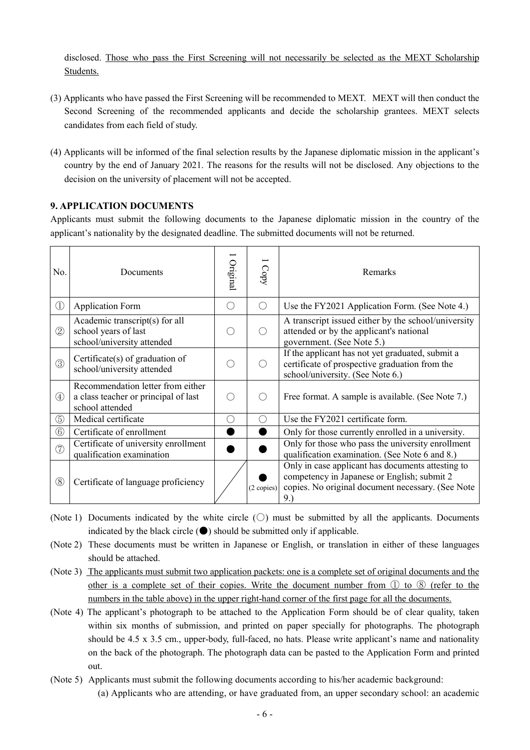disclosed. Those who pass the First Screening will not necessarily be selected as the MEXT Scholarship Students.

(3) Applicants who have passed the First Screening will be recommended to MEXT. MEXT will then conduct the Second Screening of the recommended applicants and decide the scholarship grantees. MEXT selects candidates from each field of study.

(4) Applicants will be informed of the final selection results by the Japanese diplomatic mission in the applicant's country by the end of January 2021. The reasons for the results will not be disclosed. Any objections to the decision on the university of placement will not be accepted.

### 9. APPLICATION DOCUMENTS

Applicants must submit the following documents to the Japanese diplomatic mission in the country of the applicant's nationality by the designated deadline. The submitted documents will not be returned.

| No. | Documents | 1 Original | 1 Copy | Remarks |
|---|---|---|---|---|
| ① | Application Form | ○ | ○ | Use the FY2021 Application Form. (See Note 4.) |
| ② | Academic transcript(s) for all school years of last school/university attended | ○ | ○ | A transcript issued either by the school/university attended or by the applicant's national government. (See Note 5.) |
| ③ | Certificate(s) of graduation of school/university attended | ○ | ○ | If the applicant has not yet graduated, submit a certificate of prospective graduation from the school/university. (See Note 6.) |
| ④ | Recommendation letter from either a class teacher or principal of last school attended | ○ | ○ | Free format. A sample is available. (See Note 7.) |
| ⑤ | Medical certificate | ○ | ○ | Use the FY2021 certificate form. |
| ⑥ | Certificate of enrollment | ● | ● | Only for those currently enrolled in a university. |
| ⑦ | Certificate of university enrollment qualification examination | ● | ● | Only for those who pass the university enrollment qualification examination. (See Note 6 and 8.) |
| ⑧ | Certificate of language proficiency | | ● (2 copies) | Only in case applicant has documents attesting to competency in Japanese or English; submit 2 copies. No original document necessary. (See Note 9.) |

(Note 1) Documents indicated by the white circle (○) must be submitted by all the applicants. Documents indicated by the black circle (●) should be submitted only if applicable.

(Note 2) These documents must be written in Japanese or English, or translation in either of these languages should be attached.

(Note 3) The applicants must submit two application packets: one is a complete set of original documents and the other is a complete set of their copies. Write the document number from ① to ⑧ (refer to the numbers in the table above) in the upper right-hand corner of the first page for all the documents.

(Note 4) The applicant's photograph to be attached to the Application Form should be of clear quality, taken within six months of submission, and printed on paper specially for photographs. The photograph should be 4.5 x 3.5 cm., upper-body, full-faced, no hats. Please write applicant's name and nationality on the back of the photograph. The photograph data can be pasted to the Application Form and printed out.

(Note 5) Applicants must submit the following documents according to his/her academic background:

(a) Applicants who are attending, or have graduated from, an upper secondary school: an academic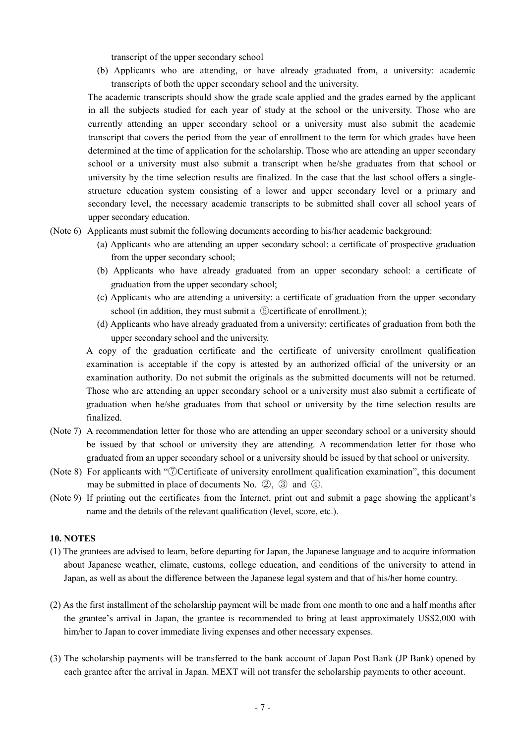transcript of the upper secondary school

(b) Applicants who are attending, or have already graduated from, a university: academic transcripts of both the upper secondary school and the university.

The academic transcripts should show the grade scale applied and the grades earned by the applicant in all the subjects studied for each year of study at the school or the university. Those who are currently attending an upper secondary school or a university must also submit the academic transcript that covers the period from the year of enrollment to the term for which grades have been determined at the time of application for the scholarship. Those who are attending an upper secondary school or a university must also submit a transcript when he/she graduates from that school or university by the time selection results are finalized. In the case that the last school offers a single-structure education system consisting of a lower and upper secondary level or a primary and secondary level, the necessary academic transcripts to be submitted shall cover all school years of upper secondary education.

(Note 6) Applicants must submit the following documents according to his/her academic background:

(a) Applicants who are attending an upper secondary school: a certificate of prospective graduation from the upper secondary school;

(b) Applicants who have already graduated from an upper secondary school: a certificate of graduation from the upper secondary school;

(c) Applicants who are attending a university: a certificate of graduation from the upper secondary school (in addition, they must submit a ⑥certificate of enrollment.);

(d) Applicants who have already graduated from a university: certificates of graduation from both the upper secondary school and the university.

A copy of the graduation certificate and the certificate of university enrollment qualification examination is acceptable if the copy is attested by an authorized official of the university or an examination authority. Do not submit the originals as the submitted documents will not be returned. Those who are attending an upper secondary school or a university must also submit a certificate of graduation when he/she graduates from that school or university by the time selection results are finalized.

(Note 7) A recommendation letter for those who are attending an upper secondary school or a university should be issued by that school or university they are attending. A recommendation letter for those who graduated from an upper secondary school or a university should be issued by that school or university.

(Note 8) For applicants with "⑦Certificate of university enrollment qualification examination", this document may be submitted in place of documents No. ②, ③ and ④.

(Note 9) If printing out the certificates from the Internet, print out and submit a page showing the applicant's name and the details of the relevant qualification (level, score, etc.).

**10. NOTES**

(1) The grantees are advised to learn, before departing for Japan, the Japanese language and to acquire information about Japanese weather, climate, customs, college education, and conditions of the university to attend in Japan, as well as about the difference between the Japanese legal system and that of his/her home country.

(2) As the first installment of the scholarship payment will be made from one month to one and a half months after the grantee's arrival in Japan, the grantee is recommended to bring at least approximately US$2,000 with him/her to Japan to cover immediate living expenses and other necessary expenses.

(3) The scholarship payments will be transferred to the bank account of Japan Post Bank (JP Bank) opened by each grantee after the arrival in Japan. MEXT will not transfer the scholarship payments to other account.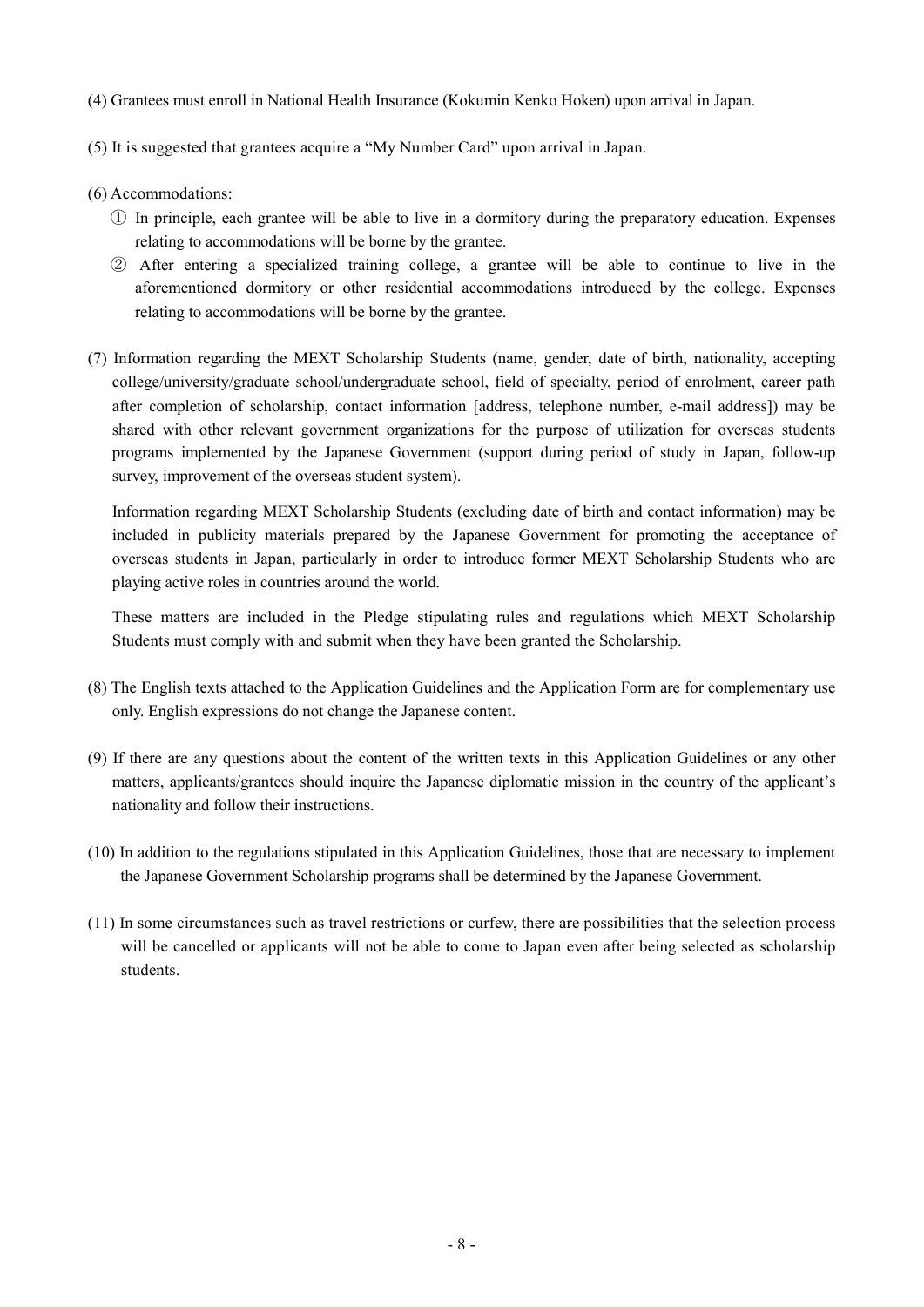(4) Grantees must enroll in National Health Insurance (Kokumin Kenko Hoken) upon arrival in Japan.

(5) It is suggested that grantees acquire a "My Number Card" upon arrival in Japan.

(6) Accommodations:

① In principle, each grantee will be able to live in a dormitory during the preparatory education. Expenses relating to accommodations will be borne by the grantee.

② After entering a specialized training college, a grantee will be able to continue to live in the aforementioned dormitory or other residential accommodations introduced by the college. Expenses relating to accommodations will be borne by the grantee.

(7) Information regarding the MEXT Scholarship Students (name, gender, date of birth, nationality, accepting college/university/graduate school/undergraduate school, field of specialty, period of enrolment, career path after completion of scholarship, contact information [address, telephone number, e-mail address]) may be shared with other relevant government organizations for the purpose of utilization for overseas students programs implemented by the Japanese Government (support during period of study in Japan, follow-up survey, improvement of the overseas student system).

Information regarding MEXT Scholarship Students (excluding date of birth and contact information) may be included in publicity materials prepared by the Japanese Government for promoting the acceptance of overseas students in Japan, particularly in order to introduce former MEXT Scholarship Students who are playing active roles in countries around the world.

These matters are included in the Pledge stipulating rules and regulations which MEXT Scholarship Students must comply with and submit when they have been granted the Scholarship.

(8) The English texts attached to the Application Guidelines and the Application Form are for complementary use only. English expressions do not change the Japanese content.

(9) If there are any questions about the content of the written texts in this Application Guidelines or any other matters, applicants/grantees should inquire the Japanese diplomatic mission in the country of the applicant's nationality and follow their instructions.

(10) In addition to the regulations stipulated in this Application Guidelines, those that are necessary to implement the Japanese Government Scholarship programs shall be determined by the Japanese Government.

(11) In some circumstances such as travel restrictions or curfew, there are possibilities that the selection process will be cancelled or applicants will not be able to come to Japan even after being selected as scholarship students.